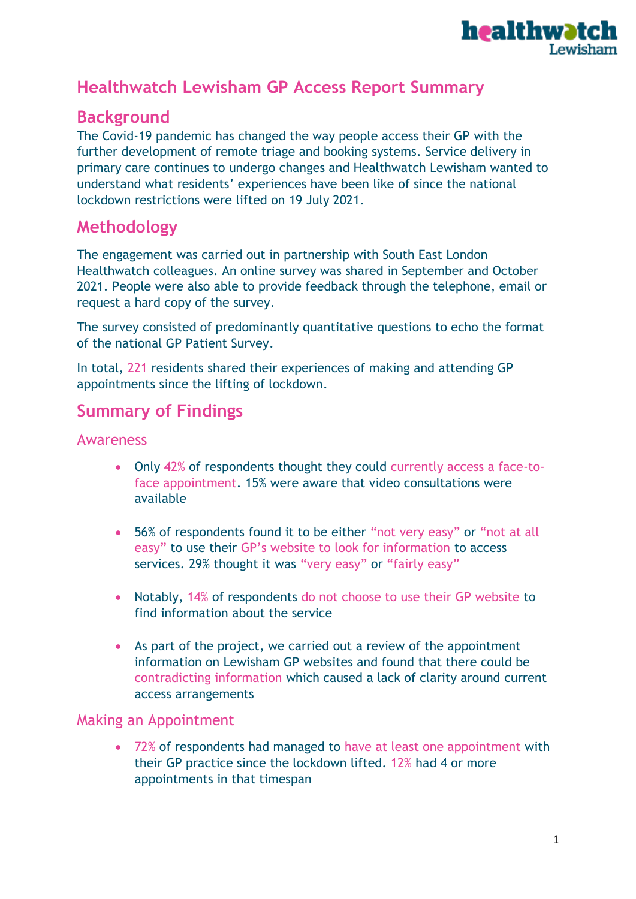# Healthwatch Lewisham GP Access Report Summary

## Background

The Covid-19 pandemic has changed the way people access their GP with the further development of remote triage and booking systems. Service delivery in primary care continues to undergo changes and Healthwatch Lewisham wanted to understand what residents' experiences have been like of since the national lockdown restrictions were lifted on 19 July 2021.

## Methodology

The engagement was carried out in partnership with South East London Healthwatch colleagues. An online survey was shared in September and October 2021. People were also able to provide feedback through the telephone, email or request a hard copy of the survey.

The survey consisted of predominantly quantitative questions to echo the format of the national GP Patient Survey.

In total, 221 residents shared their experiences of making and attending GP appointments since the lifting of lockdown.

## Summary of Findings

### Awareness

- Only 42% of respondents thought they could currently access a face-to-face appointment. 15% were aware that video consultations were available
- 56% of respondents found it to be either "not very easy" or "not at all easy" to use their GP's website to look for information to access services. 29% thought it was "very easy" or "fairly easy"
- Notably, 14% of respondents do not choose to use their GP website to find information about the service
- As part of the project, we carried out a review of the appointment information on Lewisham GP websites and found that there could be contradicting information which caused a lack of clarity around current access arrangements

### Making an Appointment

- 72% of respondents had managed to have at least one appointment with their GP practice since the lockdown lifted. 12% had 4 or more appointments in that timespan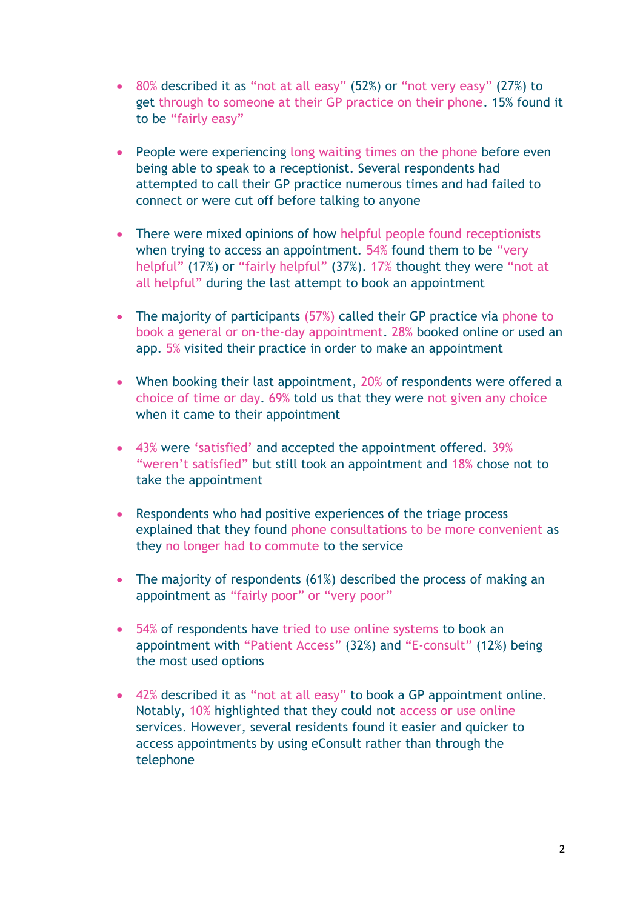- 80% described it as "not at all easy" (52%) or "not very easy" (27%) to get through to someone at their GP practice on their phone. 15% found it to be "fairly easy"

- People were experiencing long waiting times on the phone before even being able to speak to a receptionist. Several respondents had attempted to call their GP practice numerous times and had failed to connect or were cut off before talking to anyone

- There were mixed opinions of how helpful people found receptionists when trying to access an appointment. 54% found them to be "very helpful" (17%) or "fairly helpful" (37%). 17% thought they were "not at all helpful" during the last attempt to book an appointment

- The majority of participants (57%) called their GP practice via phone to book a general or on-the-day appointment. 28% booked online or used an app. 5% visited their practice in order to make an appointment

- When booking their last appointment, 20% of respondents were offered a choice of time or day. 69% told us that they were not given any choice when it came to their appointment

- 43% were 'satisfied' and accepted the appointment offered. 39% "weren't satisfied" but still took an appointment and 18% chose not to take the appointment

- Respondents who had positive experiences of the triage process explained that they found phone consultations to be more convenient as they no longer had to commute to the service

- The majority of respondents (61%) described the process of making an appointment as "fairly poor" or "very poor"

- 54% of respondents have tried to use online systems to book an appointment with "Patient Access" (32%) and "E-consult" (12%) being the most used options

- 42% described it as "not at all easy" to book a GP appointment online. Notably, 10% highlighted that they could not access or use online services. However, several residents found it easier and quicker to access appointments by using eConsult rather than through the telephone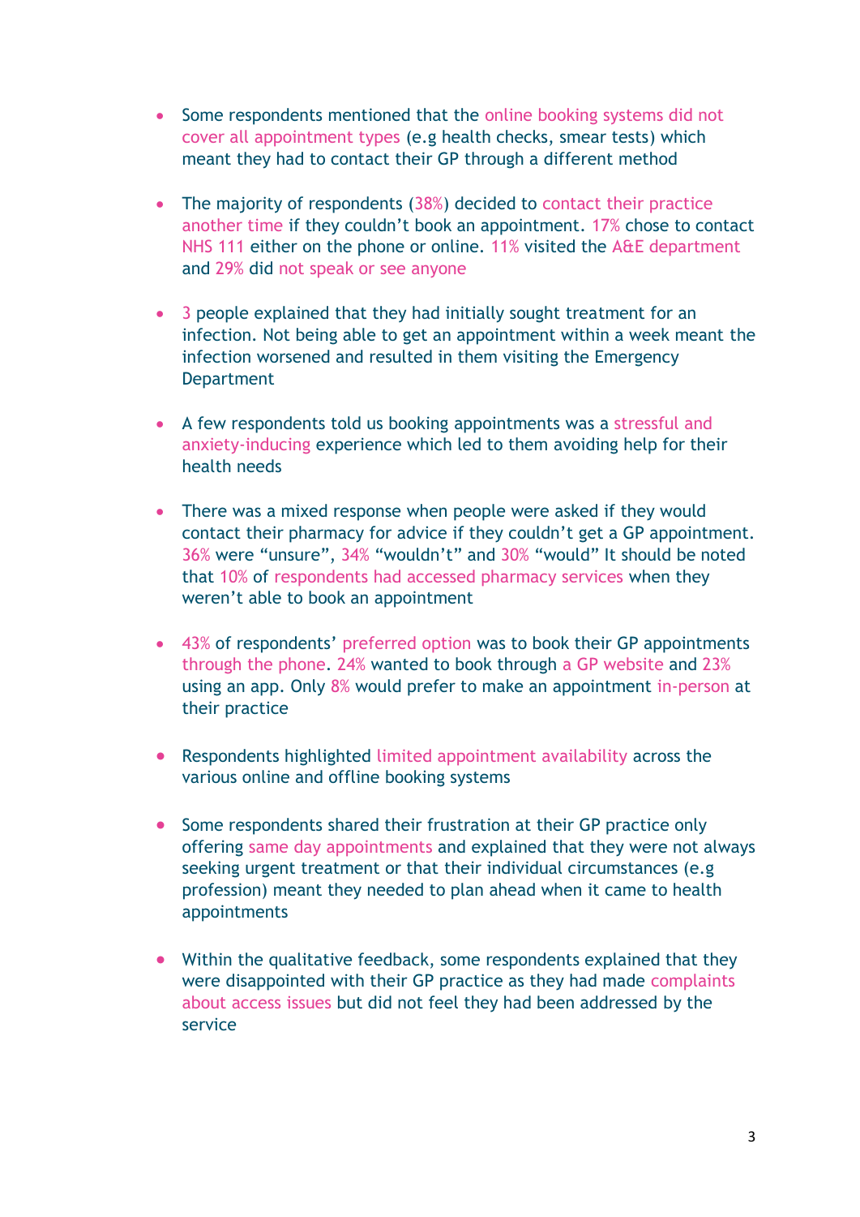- Some respondents mentioned that the online booking systems did not cover all appointment types (e.g health checks, smear tests) which meant they had to contact their GP through a different method

- The majority of respondents (38%) decided to contact their practice another time if they couldn't book an appointment. 17% chose to contact NHS 111 either on the phone or online. 11% visited the A&E department and 29% did not speak or see anyone

- 3 people explained that they had initially sought treatment for an infection. Not being able to get an appointment within a week meant the infection worsened and resulted in them visiting the Emergency Department

- A few respondents told us booking appointments was a stressful and anxiety-inducing experience which led to them avoiding help for their health needs

- There was a mixed response when people were asked if they would contact their pharmacy for advice if they couldn't get a GP appointment. 36% were "unsure", 34% "wouldn't" and 30% "would" It should be noted that 10% of respondents had accessed pharmacy services when they weren't able to book an appointment

- 43% of respondents' preferred option was to book their GP appointments through the phone. 24% wanted to book through a GP website and 23% using an app. Only 8% would prefer to make an appointment in-person at their practice

- Respondents highlighted limited appointment availability across the various online and offline booking systems

- Some respondents shared their frustration at their GP practice only offering same day appointments and explained that they were not always seeking urgent treatment or that their individual circumstances (e.g profession) meant they needed to plan ahead when it came to health appointments

- Within the qualitative feedback, some respondents explained that they were disappointed with their GP practice as they had made complaints about access issues but did not feel they had been addressed by the service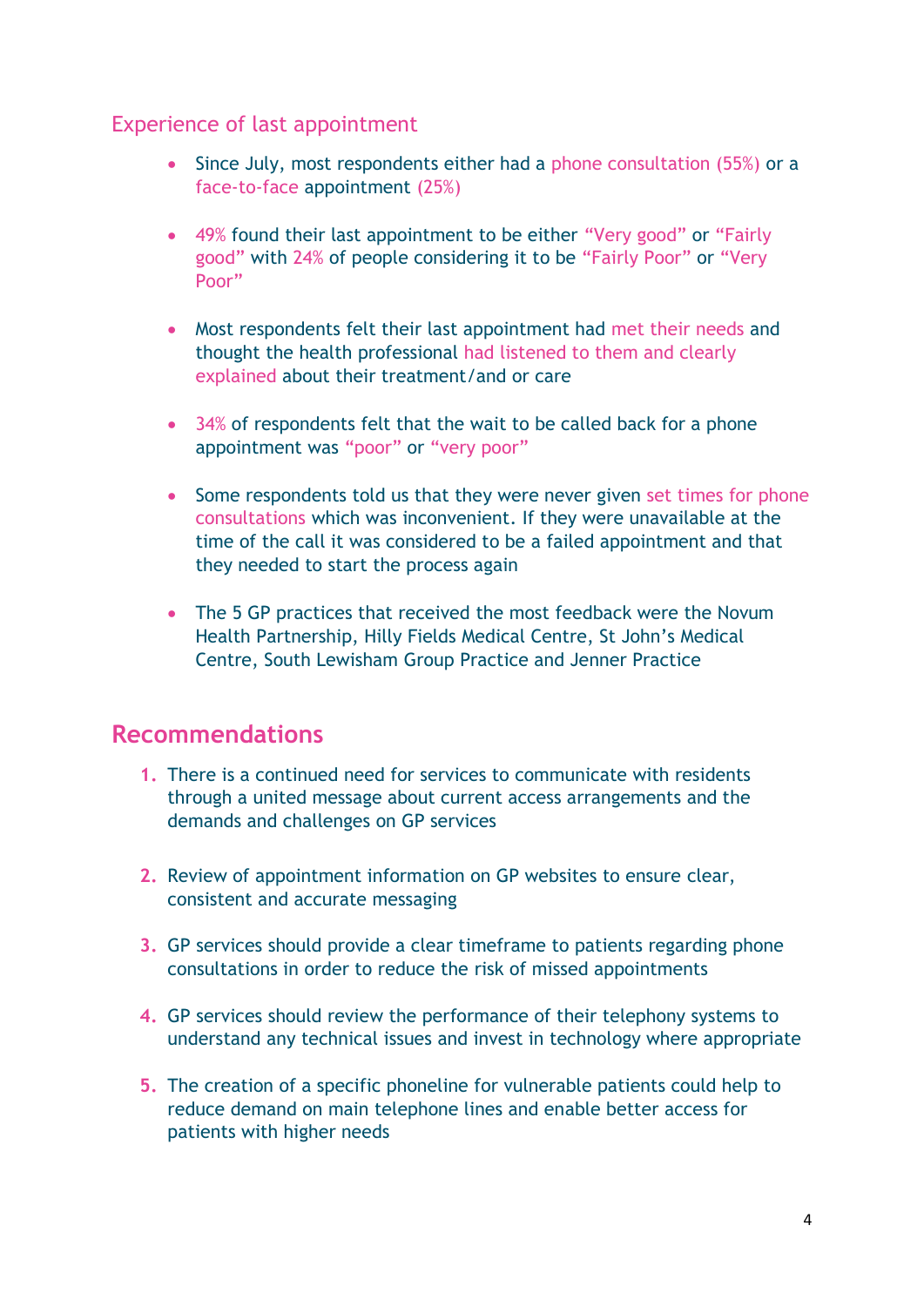### Experience of last appointment

- Since July, most respondents either had a phone consultation (55%) or a face-to-face appointment (25%)
- 49% found their last appointment to be either "Very good" or "Fairly good" with 24% of people considering it to be "Fairly Poor" or "Very Poor"
- Most respondents felt their last appointment had met their needs and thought the health professional had listened to them and clearly explained about their treatment/and or care
- 34% of respondents felt that the wait to be called back for a phone appointment was "poor" or "very poor"
- Some respondents told us that they were never given set times for phone consultations which was inconvenient. If they were unavailable at the time of the call it was considered to be a failed appointment and that they needed to start the process again
- The 5 GP practices that received the most feedback were the Novum Health Partnership, Hilly Fields Medical Centre, St John's Medical Centre, South Lewisham Group Practice and Jenner Practice

## Recommendations

1. There is a continued need for services to communicate with residents through a united message about current access arrangements and the demands and challenges on GP services
2. Review of appointment information on GP websites to ensure clear, consistent and accurate messaging
3. GP services should provide a clear timeframe to patients regarding phone consultations in order to reduce the risk of missed appointments
4. GP services should review the performance of their telephony systems to understand any technical issues and invest in technology where appropriate
5. The creation of a specific phoneline for vulnerable patients could help to reduce demand on main telephone lines and enable better access for patients with higher needs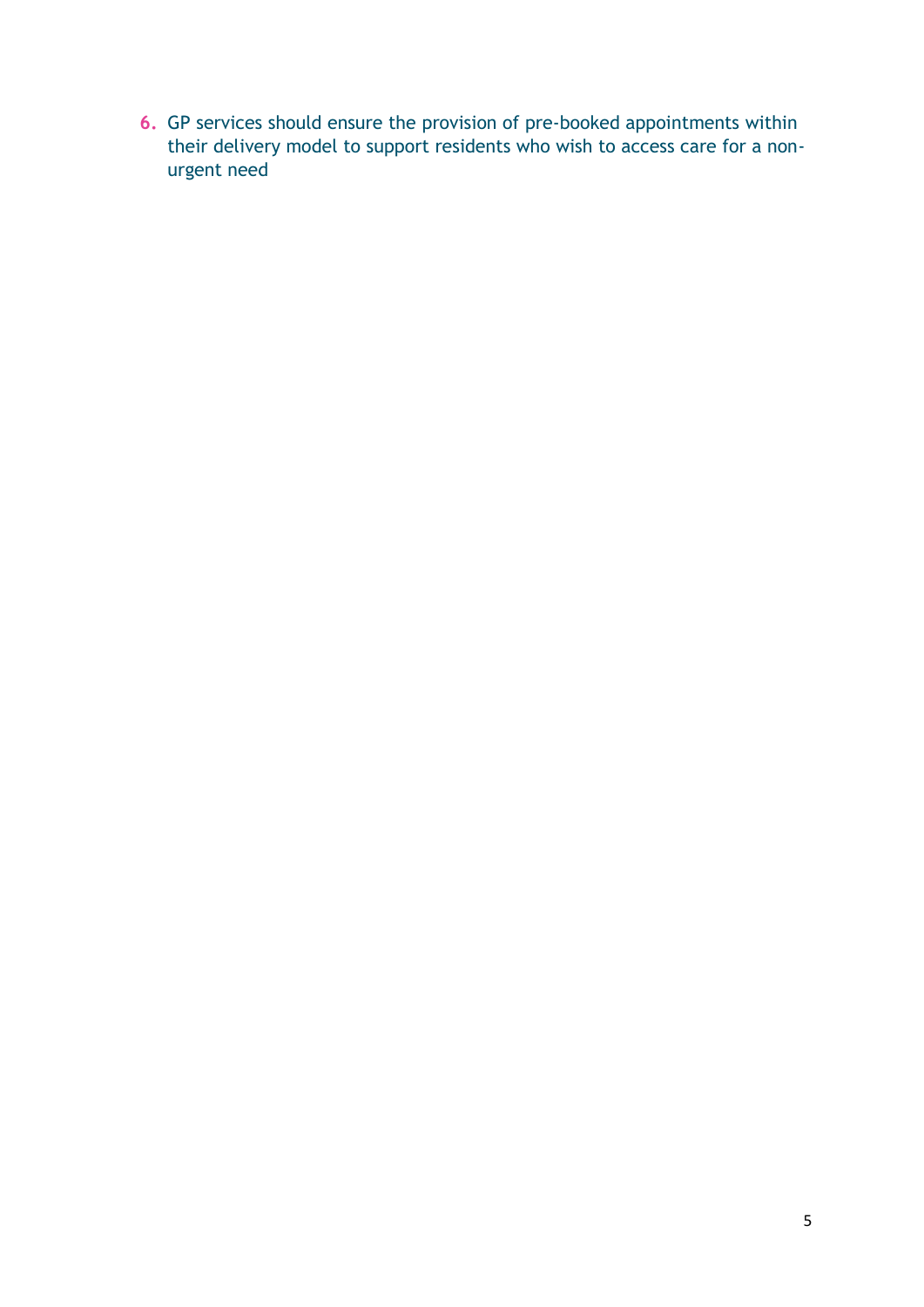6. GP services should ensure the provision of pre-booked appointments within their delivery model to support residents who wish to access care for a non-urgent need